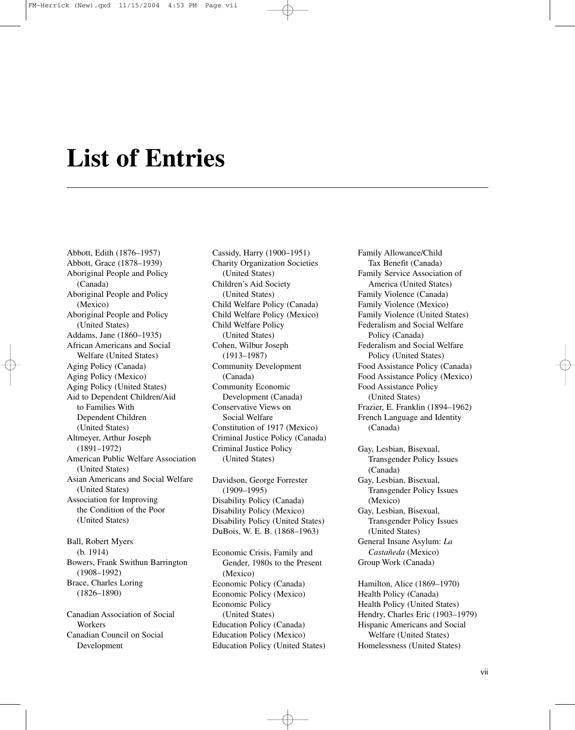# List of Entries

Abbott, Edith (1876–1957)
Abbott, Grace (1878–1939)
Aboriginal People and Policy (Canada)
Aboriginal People and Policy (Mexico)
Aboriginal People and Policy (United States)
Addams, Jane (1860–1935)
African Americans and Social Welfare (United States)
Aging Policy (Canada)
Aging Policy (Mexico)
Aging Policy (United States)
Aid to Dependent Children/Aid to Families With Dependent Children (United States)
Altmeyer, Arthur Joseph (1891–1972)
American Public Welfare Association (United States)
Asian Americans and Social Welfare (United States)
Association for Improving the Condition of the Poor (United States)

Ball, Robert Myers (b. 1914)
Bowers, Frank Swithun Barrington (1908–1992)
Brace, Charles Loring (1826–1890)

Canadian Association of Social Workers
Canadian Council on Social Development
Cassidy, Harry (1900–1951)
Charity Organization Societies (United States)
Children's Aid Society (United States)
Child Welfare Policy (Canada)
Child Welfare Policy (Mexico)
Child Welfare Policy (United States)
Cohen, Wilbur Joseph (1913–1987)
Community Development (Canada)
Community Economic Development (Canada)
Conservative Views on Social Welfare
Constitution of 1917 (Mexico)
Criminal Justice Policy (Canada)
Criminal Justice Policy (United States)

Davidson, George Forrester (1909–1995)
Disability Policy (Canada)
Disability Policy (Mexico)
Disability Policy (United States)
DuBois, W. E. B. (1868–1963)

Economic Crisis, Family and Gender, 1980s to the Present (Mexico)
Economic Policy (Canada)
Economic Policy (Mexico)
Economic Policy (United States)
Education Policy (Canada)
Education Policy (Mexico)
Education Policy (United States)

Family Allowance/Child Tax Benefit (Canada)
Family Service Association of America (United States)
Family Violence (Canada)
Family Violence (Mexico)
Family Violence (United States)
Federalism and Social Welfare Policy (Canada)
Federalism and Social Welfare Policy (United States)
Food Assistance Policy (Canada)
Food Assistance Policy (Mexico)
Food Assistance Policy (United States)
Frazier, E. Franklin (1894–1962)
French Language and Identity (Canada)

Gay, Lesbian, Bisexual, Transgender Policy Issues (Canada)
Gay, Lesbian, Bisexual, Transgender Policy Issues (Mexico)
Gay, Lesbian, Bisexual, Transgender Policy Issues (United States)
General Insane Asylum: *La Castañeda* (Mexico)
Group Work (Canada)

Hamilton, Alice (1869–1970)
Health Policy (Canada)
Health Policy (United States)
Hendry, Charles Eric (1903–1979)
Hispanic Americans and Social Welfare (United States)
Homelessness (United States)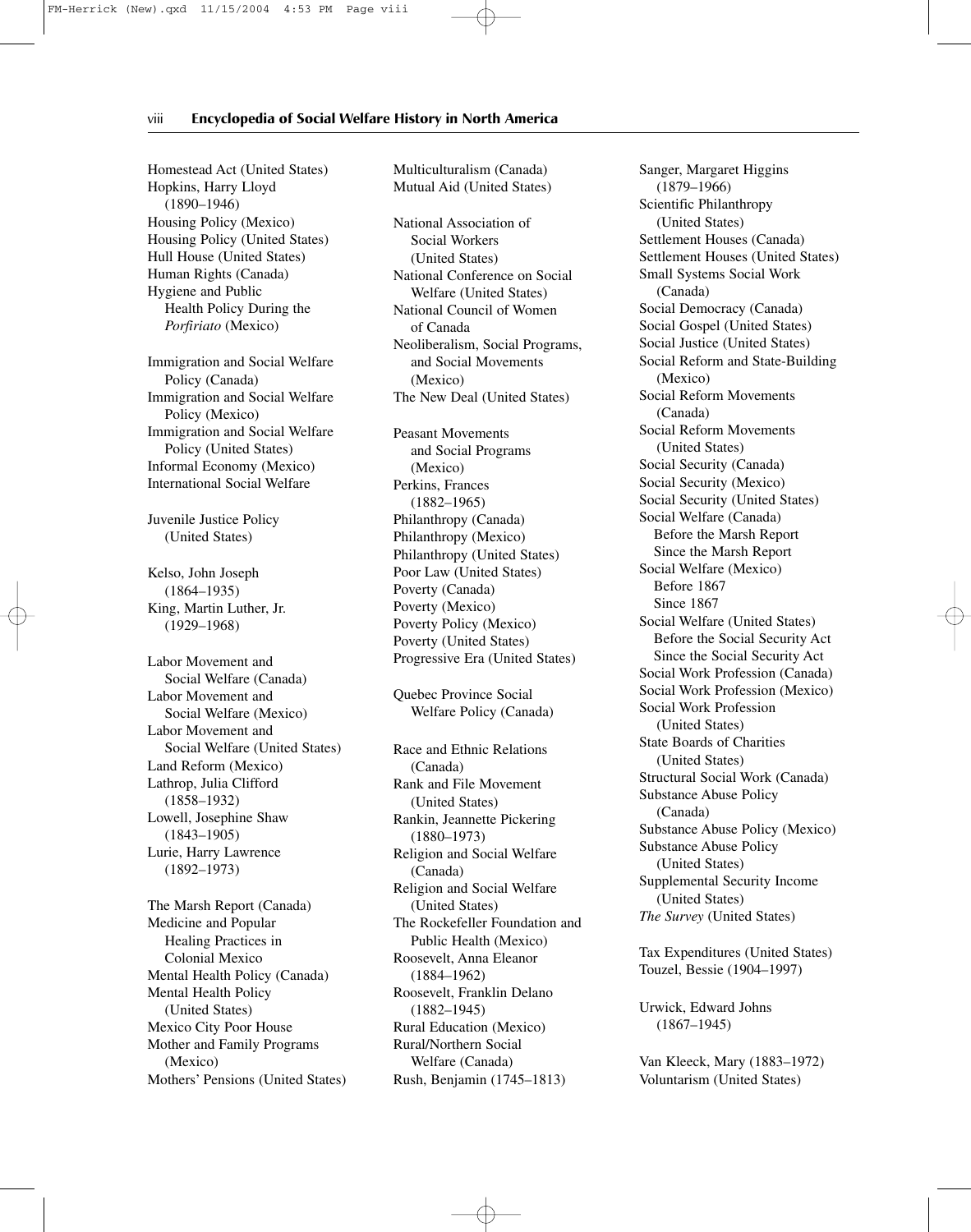Homestead Act (United States)
Hopkins, Harry Lloyd (1890–1946)
Housing Policy (Mexico)
Housing Policy (United States)
Hull House (United States)
Human Rights (Canada)
Hygiene and Public Health Policy During the *Porfiriato* (Mexico)

Immigration and Social Welfare Policy (Canada)
Immigration and Social Welfare Policy (Mexico)
Immigration and Social Welfare Policy (United States)
Informal Economy (Mexico)
International Social Welfare

Juvenile Justice Policy (United States)

Kelso, John Joseph (1864–1935)
King, Martin Luther, Jr. (1929–1968)

Labor Movement and Social Welfare (Canada)
Labor Movement and Social Welfare (Mexico)
Labor Movement and Social Welfare (United States)
Land Reform (Mexico)
Lathrop, Julia Clifford (1858–1932)
Lowell, Josephine Shaw (1843–1905)
Lurie, Harry Lawrence (1892–1973)

The Marsh Report (Canada)
Medicine and Popular Healing Practices in Colonial Mexico
Mental Health Policy (Canada)
Mental Health Policy (United States)
Mexico City Poor House
Mother and Family Programs (Mexico)
Mothers' Pensions (United States)
Multiculturalism (Canada)
Mutual Aid (United States)

National Association of Social Workers (United States)
National Conference on Social Welfare (United States)
National Council of Women of Canada
Neoliberalism, Social Programs, and Social Movements (Mexico)
The New Deal (United States)

Peasant Movements and Social Programs (Mexico)
Perkins, Frances (1882–1965)
Philanthropy (Canada)
Philanthropy (Mexico)
Philanthropy (United States)
Poor Law (United States)
Poverty (Canada)
Poverty (Mexico)
Poverty Policy (Mexico)
Poverty (United States)
Progressive Era (United States)

Quebec Province Social Welfare Policy (Canada)

Race and Ethnic Relations (Canada)
Rank and File Movement (United States)
Rankin, Jeannette Pickering (1880–1973)
Religion and Social Welfare (Canada)
Religion and Social Welfare (United States)
The Rockefeller Foundation and Public Health (Mexico)
Roosevelt, Anna Eleanor (1884–1962)
Roosevelt, Franklin Delano (1882–1945)
Rural Education (Mexico)
Rural/Northern Social Welfare (Canada)
Rush, Benjamin (1745–1813)

Sanger, Margaret Higgins (1879–1966)
Scientific Philanthropy (United States)
Settlement Houses (Canada)
Settlement Houses (United States)
Small Systems Social Work (Canada)
Social Democracy (Canada)
Social Gospel (United States)
Social Justice (United States)
Social Reform and State-Building (Mexico)
Social Reform Movements (Canada)
Social Reform Movements (United States)
Social Security (Canada)
Social Security (Mexico)
Social Security (United States)
Social Welfare (Canada)
  Before the Marsh Report
  Since the Marsh Report
Social Welfare (Mexico)
  Before 1867
  Since 1867
Social Welfare (United States)
  Before the Social Security Act
  Since the Social Security Act
Social Work Profession (Canada)
Social Work Profession (Mexico)
Social Work Profession (United States)
State Boards of Charities (United States)
Structural Social Work (Canada)
Substance Abuse Policy (Canada)
Substance Abuse Policy (Mexico)
Substance Abuse Policy (United States)
Supplemental Security Income (United States)
*The Survey* (United States)

Tax Expenditures (United States)
Touzel, Bessie (1904–1997)

Urwick, Edward Johns (1867–1945)

Van Kleeck, Mary (1883–1972)
Voluntarism (United States)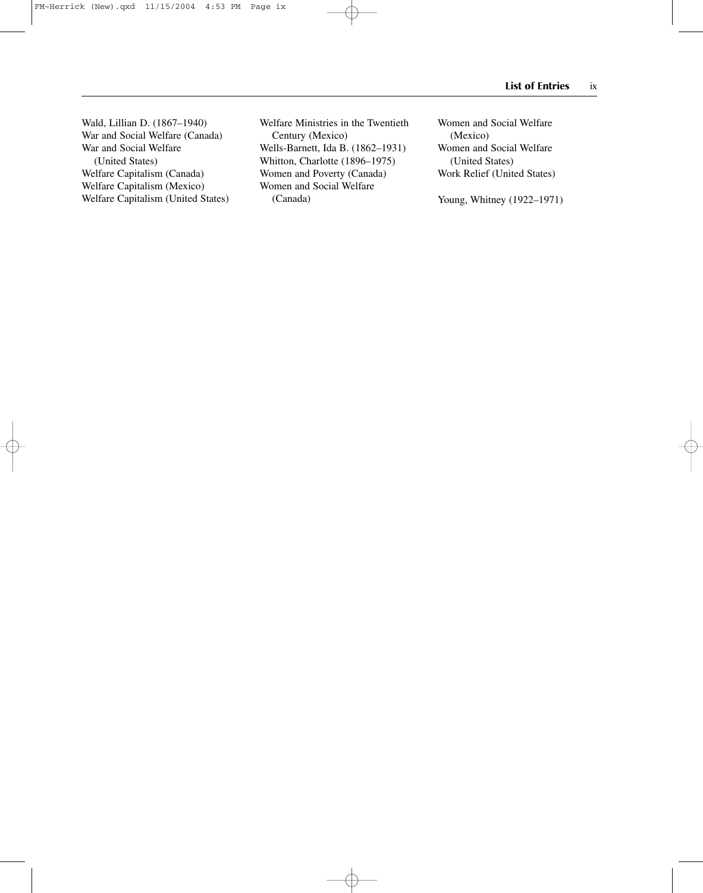Wald, Lillian D. (1867–1940)
War and Social Welfare (Canada)
War and Social Welfare (United States)
Welfare Capitalism (Canada)
Welfare Capitalism (Mexico)
Welfare Capitalism (United States)
Welfare Ministries in the Twentieth Century (Mexico)
Wells-Barnett, Ida B. (1862–1931)
Whitton, Charlotte (1896–1975)
Women and Poverty (Canada)
Women and Social Welfare (Canada)
Women and Social Welfare (Mexico)
Women and Social Welfare (United States)
Work Relief (United States)

Young, Whitney (1922–1971)